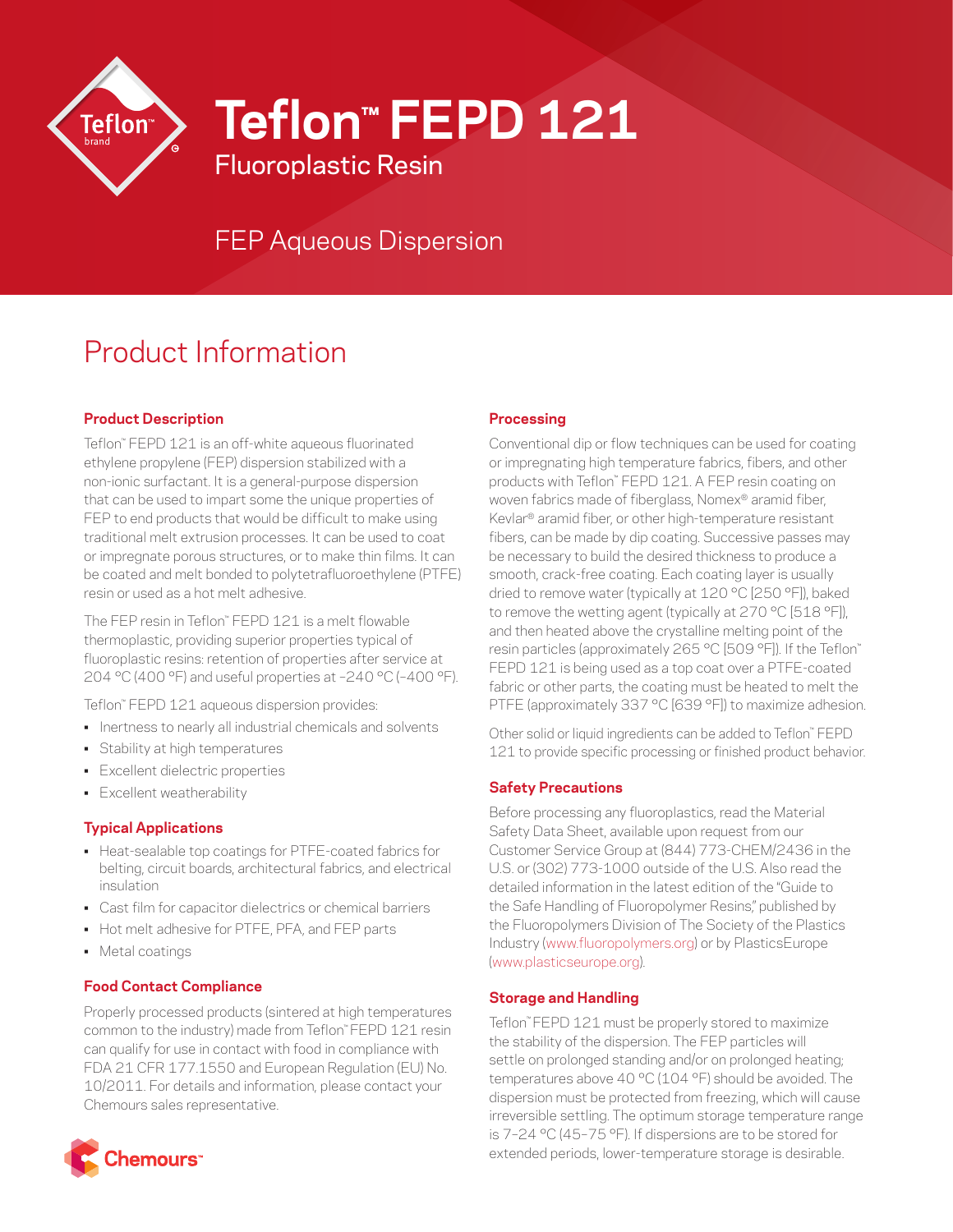# Teflon™ FEPD 121

## Fluoroplastic Resin

## FEP Aqueous Dispersion

# Product Information

### Product Description

Teflon™ FEPD 121 is an off-white aqueous fluorinated ethylene propylene (FEP) dispersion stabilized with a non-ionic surfactant. It is a general-purpose dispersion that can be used to impart some the unique properties of FEP to end products that would be difficult to make using traditional melt extrusion processes. It can be used to coat or impregnate porous structures, or to make thin films. It can be coated and melt bonded to polytetrafluoroethylene (PTFE) resin or used as a hot melt adhesive.

The FEP resin in Teflon™ FEPD 121 is a melt flowable thermoplastic, providing superior properties typical of fluoroplastic resins: retention of properties after service at 204 °C (400 °F) and useful properties at −240 °C (−400 °F).

Teflon™ FEPD 121 aqueous dispersion provides:

- Inertness to nearly all industrial chemicals and solvents
- Stability at high temperatures
- Excellent dielectric properties
- Excellent weatherability

### Typical Applications

- Heat-sealable top coatings for PTFE-coated fabrics for belting, circuit boards, architectural fabrics, and electrical insulation
- Cast film for capacitor dielectrics or chemical barriers
- Hot melt adhesive for PTFE, PFA, and FEP parts
- Metal coatings

### Food Contact Compliance

Properly processed products (sintered at high temperatures common to the industry) made from Teflon™ FEPD 121 resin can qualify for use in contact with food in compliance with FDA 21 CFR 177.1550 and European Regulation (EU) No. 10/2011. For details and information, please contact your Chemours sales representative.

### Processing

Conventional dip or flow techniques can be used for coating or impregnating high temperature fabrics, fibers, and other products with Teflon™ FEPD 121. A FEP resin coating on woven fabrics made of fiberglass, Nomex® aramid fiber, Kevlar® aramid fiber, or other high-temperature resistant fibers, can be made by dip coating. Successive passes may be necessary to build the desired thickness to produce a smooth, crack-free coating. Each coating layer is usually dried to remove water (typically at 120 °C [250 °F]), baked to remove the wetting agent (typically at 270 °C [518 °F]), and then heated above the crystalline melting point of the resin particles (approximately 265 °C [509 °F]). If the Teflon™ FEPD 121 is being used as a top coat over a PTFE-coated fabric or other parts, the coating must be heated to melt the PTFE (approximately 337 °C [639 °F]) to maximize adhesion.

Other solid or liquid ingredients can be added to Teflon™ FEPD 121 to provide specific processing or finished product behavior.

### Safety Precautions

Before processing any fluoroplastics, read the Material Safety Data Sheet, available upon request from our Customer Service Group at (844) 773-CHEM/2436 in the U.S. or (302) 773-1000 outside of the U.S. Also read the detailed information in the latest edition of the "Guide to the Safe Handling of Fluoropolymer Resins," published by the Fluoropolymers Division of The Society of the Plastics Industry (www.fluoropolymers.org) or by PlasticsEurope (www.plasticseurope.org).

### Storage and Handling

Teflon™ FEPD 121 must be properly stored to maximize the stability of the dispersion. The FEP particles will settle on prolonged standing and/or on prolonged heating; temperatures above 40 °C (104 °F) should be avoided. The dispersion must be protected from freezing, which will cause irreversible settling. The optimum storage temperature range is 7–24 °C (45–75 °F). If dispersions are to be stored for extended periods, lower-temperature storage is desirable.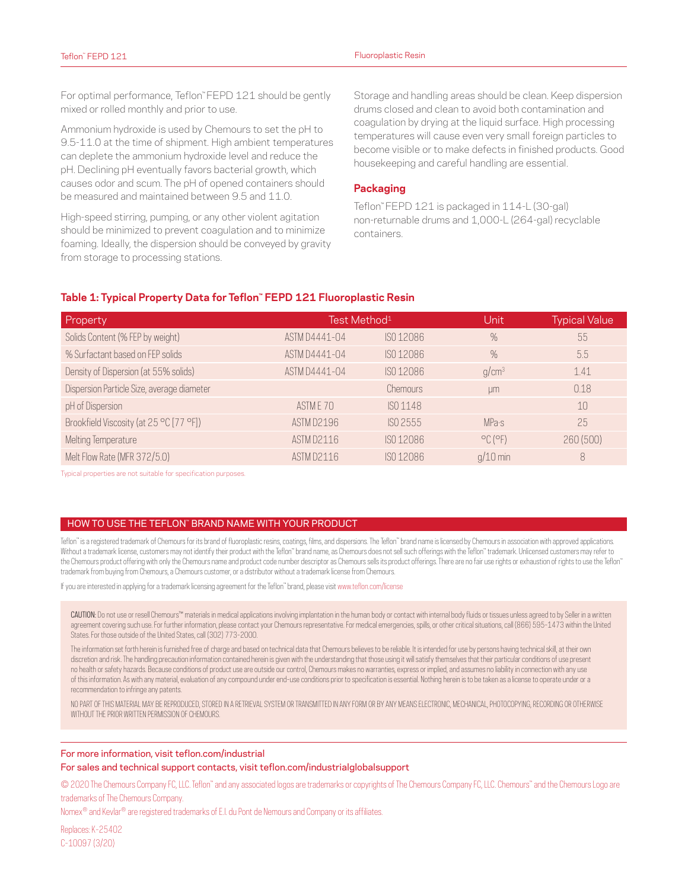For optimal performance, Teflon™ FEPD 121 should be gently mixed or rolled monthly and prior to use.

Ammonium hydroxide is used by Chemours to set the pH to 9.5-11.0 at the time of shipment. High ambient temperatures can deplete the ammonium hydroxide level and reduce the pH. Declining pH eventually favors bacterial growth, which causes odor and scum. The pH of opened containers should be measured and maintained between 9.5 and 11.0.

High-speed stirring, pumping, or any other violent agitation should be minimized to prevent coagulation and to minimize foaming. Ideally, the dispersion should be conveyed by gravity from storage to processing stations.

Storage and handling areas should be clean. Keep dispersion drums closed and clean to avoid both contamination and coagulation by drying at the liquid surface. High processing temperatures will cause even very small foreign particles to become visible or to make defects in finished products. Good housekeeping and careful handling are essential.

## Packaging

Teflon™ FEPD 121 is packaged in 114-L (30-gal) non-returnable drums and 1,000-L (264-gal) recyclable containers.

### Table 1: Typical Property Data for Teflon™ FEPD 121 Fluoroplastic Resin

| Property | Test Method[1] | | Unit | Typical Value |
|---|---|---|---|---|
| Solids Content (% FEP by weight) | ASTM D4441-04 | ISO 12086 | % | 55 |
| % Surfactant based on FEP solids | ASTM D4441-04 | ISO 12086 | % | 5.5 |
| Density of Dispersion (at 55% solids) | ASTM D4441-04 | ISO 12086 | g/cm³ | 1.41 |
| Dispersion Particle Size, average diameter | | Chemours | µm | 0.18 |
| pH of Dispersion | ASTM E 70 | ISO 1148 | | 10 |
| Brookfield Viscosity (at 25 °C [77 °F]) | ASTM D2196 | ISO 2555 | MPa·s | 25 |
| Melting Temperature | ASTM D2116 | ISO 12086 | °C (°F) | 260 (500) |
| Melt Flow Rate (MFR 372/5.0) | ASTM D2116 | ISO 12086 | g/10 min | 8 |

Typical properties are not suitable for specification purposes.

## HOW TO USE THE TEFLON™ BRAND NAME WITH YOUR PRODUCT

Teflon™ is a registered trademark of Chemours for its brand of fluoroplastic resins, coatings, films, and dispersions. The Teflon™ brand name is licensed by Chemours in association with approved applications. Without a trademark license, customers may not identify their product with the Teflon™ brand name, as Chemours does not sell such offerings with the Teflon™ trademark. Unlicensed customers may refer to the Chemours product offering with only the Chemours name and product code number descriptor as Chemours sells its product offerings. There are no fair use rights or exhaustion of rights to use the Teflon™ trademark from buying from Chemours, a Chemours customer, or a distributor without a trademark license from Chemours.

If you are interested in applying for a trademark licensing agreement for the Teflon™ brand, please visit www.teflon.com/license

CAUTION: Do not use or resell Chemours™ materials in medical applications involving implantation in the human body or contact with internal body fluids or tissues unless agreed to by Seller in a written agreement covering such use. For further information, please contact your Chemours representative. For medical emergencies, spills, or other critical situations, call (866) 595-1473 within the United States. For those outside of the United States, call (302) 773-2000.

The information set forth herein is furnished free of charge and based on technical data that Chemours believes to be reliable. It is intended for use by persons having technical skill, at their own discretion and risk. The handling precaution information contained herein is given with the understanding that those using it will satisfy themselves that their particular conditions of use present no health or safety hazards. Because conditions of product use are outside our control, Chemours makes no warranties, express or implied, and assumes no liability in connection with any use of this information. As with any material, evaluation of any compound under end-use conditions prior to specification is essential. Nothing herein is to be taken as a license to operate under or a recommendation to infringe any patents.

NO PART OF THIS MATERIAL MAY BE REPRODUCED, STORED IN A RETRIEVAL SYSTEM OR TRANSMITTED IN ANY FORM OR BY ANY MEANS ELECTRONIC, MECHANICAL, PHOTOCOPYING, RECORDING OR OTHERWISE WITHOUT THE PRIOR WRITTEN PERMISSION OF CHEMOURS.

For more information, visit teflon.com/industrial

For sales and technical support contacts, visit teflon.com/industrialglobalsupport

© 2020 The Chemours Company FC, LLC. Teflon™ and any associated logos are trademarks or copyrights of The Chemours Company FC, LLC. Chemours™ and the Chemours Logo are trademarks of The Chemours Company.

Nomex® and Kevlar® are registered trademarks of E.I. du Pont de Nemours and Company or its affiliates.

Replaces: K-25402

C-10097 (3/20)